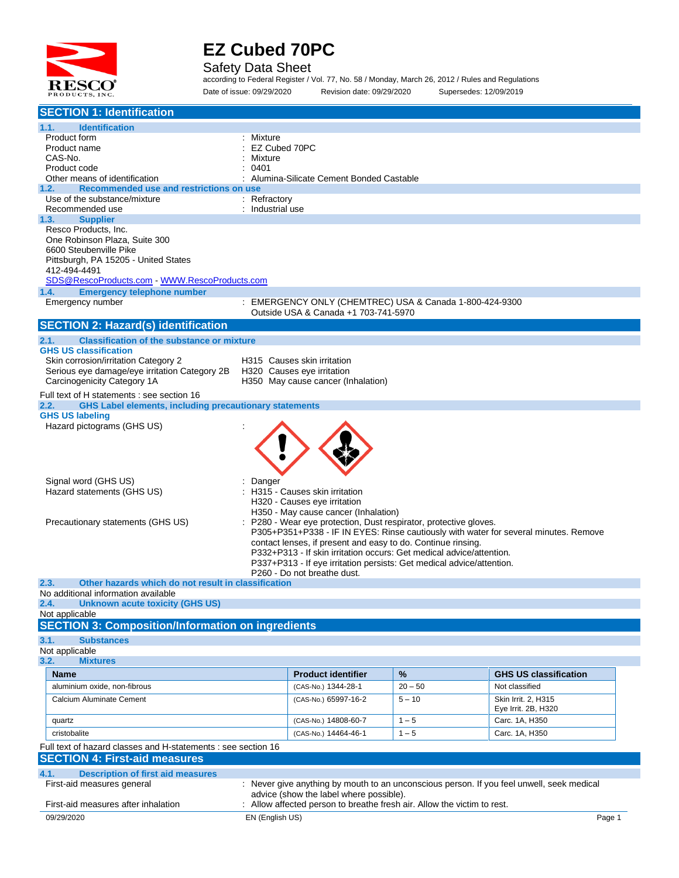# EZ Cubed 70PC

Safety Data Sheet

according to Federal Register / Vol. 77, No. 58 / Monday, March 26, 2012 / Rules and Regulations

Date of issue: 09/29/2020 Revision date: 09/29/2020 Supersedes: 12/09/2019

## SECTION 1: Identification

### 1.1. Identification

| | |
|---|---|
| Product form | : Mixture |
| Product name | : EZ Cubed 70PC |
| CAS-No. | : Mixture |
| Product code | : 0401 |
| Other means of identification | : Alumina-Silicate Cement Bonded Castable |

### 1.2. Recommended use and restrictions on use

| | |
|---|---|
| Use of the substance/mixture | : Refractory |
| Recommended use | : Industrial use |

### 1.3. Supplier

Resco Products, Inc.
One Robinson Plaza, Suite 300
6600 Steubenville Pike
Pittsburgh, PA 15205 - United States
412-494-4491
SDS@RescoProducts.com - WWW.RescoProducts.com

### 1.4. Emergency telephone number

| | |
|---|---|
| Emergency number | : EMERGENCY ONLY (CHEMTREC) USA & Canada 1-800-424-9300<br>Outside USA & Canada +1 703-741-5970 |

## SECTION 2: Hazard(s) identification

### 2.1. Classification of the substance or mixture

**GHS US classification**

| | |
|---|---|
| Skin corrosion/irritation Category 2 | H315 Causes skin irritation |
| Serious eye damage/eye irritation Category 2B | H320 Causes eye irritation |
| Carcinogenicity Category 1A | H350 May cause cancer (Inhalation) |

Full text of H statements : see section 16

### 2.2. GHS Label elements, including precautionary statements

**GHS US labeling**

Hazard pictograms (GHS US) :

Signal word (GHS US) : Danger

Hazard statements (GHS US) :
- H315 - Causes skin irritation
- H320 - Causes eye irritation
- H350 - May cause cancer (Inhalation)

Precautionary statements (GHS US) :
- P280 - Wear eye protection, Dust respirator, protective gloves.
- P305+P351+P338 - IF IN EYES: Rinse cautiously with water for several minutes. Remove contact lenses, if present and easy to do. Continue rinsing.
- P332+P313 - If skin irritation occurs: Get medical advice/attention.
- P337+P313 - If eye irritation persists: Get medical advice/attention.
- P260 - Do not breathe dust.

### 2.3. Other hazards which do not result in classification

No additional information available

### 2.4. Unknown acute toxicity (GHS US)

Not applicable

## SECTION 3: Composition/Information on ingredients

### 3.1. Substances

Not applicable

### 3.2. Mixtures

| Name | Product identifier | % | GHS US classification |
|---|---|---|---|
| aluminium oxide, non-fibrous | (CAS-No.) 1344-28-1 | 20 – 50 | Not classified |
| Calcium Aluminate Cement | (CAS-No.) 65997-16-2 | 5 – 10 | Skin Irrit. 2, H315<br>Eye Irrit. 2B, H320 |
| quartz | (CAS-No.) 14808-60-7 | 1 – 5 | Carc. 1A, H350 |
| cristobalite | (CAS-No.) 14464-46-1 | 1 – 5 | Carc. 1A, H350 |

Full text of hazard classes and H-statements : see section 16

## SECTION 4: First-aid measures

### 4.1. Description of first aid measures

| | |
|---|---|
| First-aid measures general | : Never give anything by mouth to an unconscious person. If you feel unwell, seek medical advice (show the label where possible). |
| First-aid measures after inhalation | : Allow affected person to breathe fresh air. Allow the victim to rest. |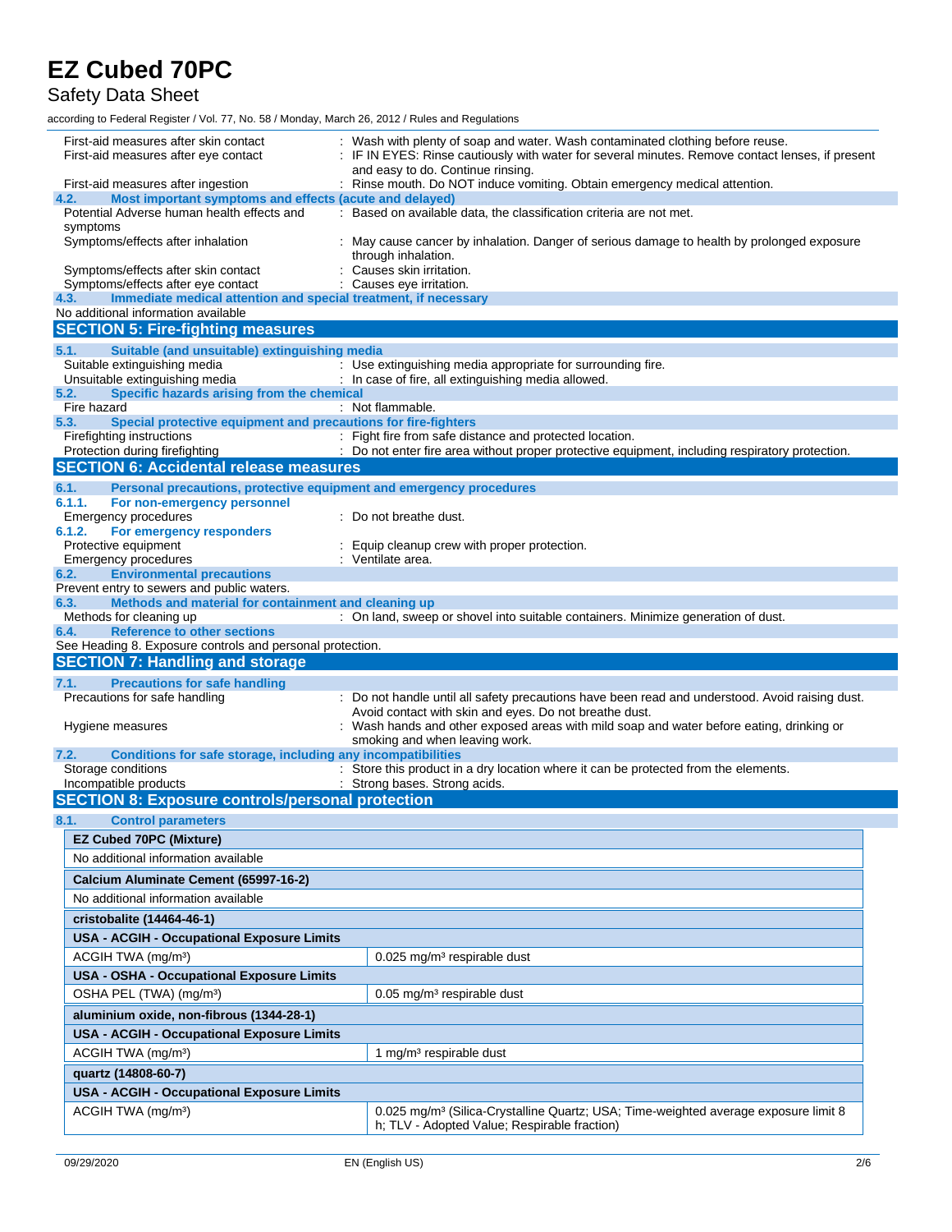First-aid measures after skin contact : Wash with plenty of soap and water. Wash contaminated clothing before reuse.

First-aid measures after eye contact : IF IN EYES: Rinse cautiously with water for several minutes. Remove contact lenses, if present and easy to do. Continue rinsing.

First-aid measures after ingestion : Rinse mouth. Do NOT induce vomiting. Obtain emergency medical attention.

### 4.2. Most important symptoms and effects (acute and delayed)

Potential Adverse human health effects and symptoms : Based on available data, the classification criteria are not met.

Symptoms/effects after inhalation : May cause cancer by inhalation. Danger of serious damage to health by prolonged exposure through inhalation.

Symptoms/effects after skin contact : Causes skin irritation.

Symptoms/effects after eye contact : Causes eye irritation.

### 4.3. Immediate medical attention and special treatment, if necessary

No additional information available

## SECTION 5: Fire-fighting measures

### 5.1. Suitable (and unsuitable) extinguishing media

Suitable extinguishing media : Use extinguishing media appropriate for surrounding fire.

Unsuitable extinguishing media : In case of fire, all extinguishing media allowed.

### 5.2. Specific hazards arising from the chemical

Fire hazard : Not flammable.

### 5.3. Special protective equipment and precautions for fire-fighters

Firefighting instructions : Fight fire from safe distance and protected location.

Protection during firefighting : Do not enter fire area without proper protective equipment, including respiratory protection.

## SECTION 6: Accidental release measures

### 6.1. Personal precautions, protective equipment and emergency procedures

#### 6.1.1. For non-emergency personnel

Emergency procedures : Do not breathe dust.

#### 6.1.2. For emergency responders

Protective equipment : Equip cleanup crew with proper protection.

Emergency procedures : Ventilate area.

### 6.2. Environmental precautions

Prevent entry to sewers and public waters.

### 6.3. Methods and material for containment and cleaning up

Methods for cleaning up : On land, sweep or shovel into suitable containers. Minimize generation of dust.

### 6.4. Reference to other sections

See Heading 8. Exposure controls and personal protection.

## SECTION 7: Handling and storage

### 7.1. Precautions for safe handling

Precautions for safe handling : Do not handle until all safety precautions have been read and understood. Avoid raising dust. Avoid contact with skin and eyes. Do not breathe dust.

Hygiene measures : Wash hands and other exposed areas with mild soap and water before eating, drinking or smoking and when leaving work.

### 7.2. Conditions for safe storage, including any incompatibilities

Storage conditions : Store this product in a dry location where it can be protected from the elements.

Incompatible products : Strong bases. Strong acids.

## SECTION 8: Exposure controls/personal protection

### 8.1. Control parameters

| **EZ Cubed 70PC (Mixture)** | |
|---|---|
| No additional information available | |
| **Calcium Aluminate Cement (65997-16-2)** | |
| No additional information available | |
| **cristobalite (14464-46-1)** | |
| **USA - ACGIH - Occupational Exposure Limits** | |
| ACGIH TWA (mg/m³) | 0.025 mg/m³ respirable dust |
| **USA - OSHA - Occupational Exposure Limits** | |
| OSHA PEL (TWA) (mg/m³) | 0.05 mg/m³ respirable dust |
| **aluminium oxide, non-fibrous (1344-28-1)** | |
| **USA - ACGIH - Occupational Exposure Limits** | |
| ACGIH TWA (mg/m³) | 1 mg/m³ respirable dust |
| **quartz (14808-60-7)** | |
| **USA - ACGIH - Occupational Exposure Limits** | |
| ACGIH TWA (mg/m³) | 0.025 mg/m³ (Silica-Crystalline Quartz; USA; Time-weighted average exposure limit 8 h; TLV - Adopted Value; Respirable fraction) |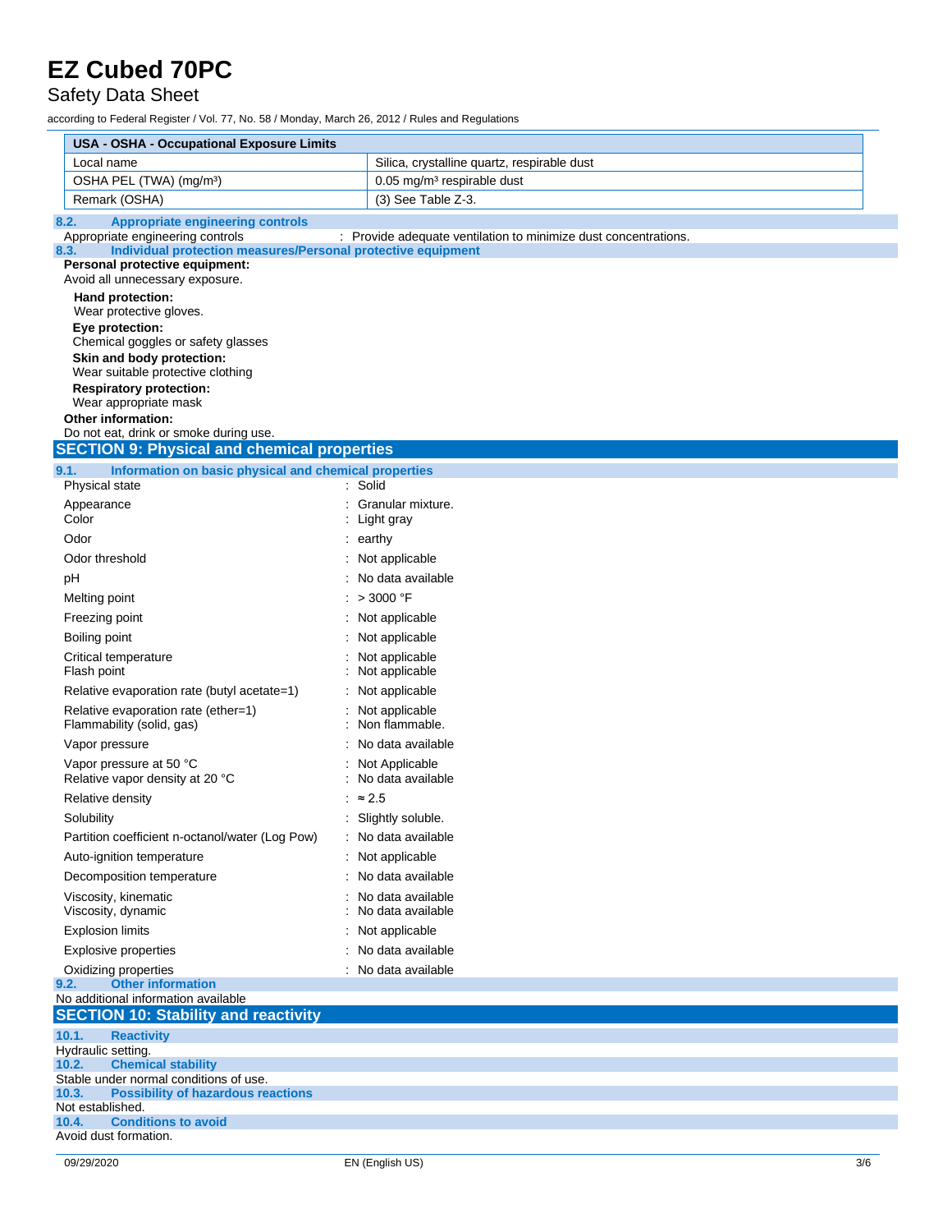| USA - OSHA - Occupational Exposure Limits | |
|---|---|
| Local name | Silica, crystalline quartz, respirable dust |
| OSHA PEL (TWA) (mg/m³) | 0.05 mg/m³ respirable dust |
| Remark (OSHA) | (3) See Table Z-3. |

### 8.2. Appropriate engineering controls

Appropriate engineering controls : Provide adequate ventilation to minimize dust concentrations.

### 8.3. Individual protection measures/Personal protective equipment

**Personal protective equipment:**

Avoid all unnecessary exposure.

**Hand protection:**

Wear protective gloves.

**Eye protection:**

Chemical goggles or safety glasses

**Skin and body protection:**

Wear suitable protective clothing

**Respiratory protection:**

Wear appropriate mask

**Other information:**

Do not eat, drink or smoke during use.

## SECTION 9: Physical and chemical properties

### 9.1. Information on basic physical and chemical properties

| | |
|---|---|
| Physical state | : Solid |
| Appearance | : Granular mixture. |
| Color | : Light gray |
| Odor | : earthy |
| Odor threshold | : Not applicable |
| pH | : No data available |
| Melting point | : > 3000 °F |
| Freezing point | : Not applicable |
| Boiling point | : Not applicable |
| Critical temperature | : Not applicable |
| Flash point | : Not applicable |
| Relative evaporation rate (butyl acetate=1) | : Not applicable |
| Relative evaporation rate (ether=1) | : Not applicable |
| Flammability (solid, gas) | : Non flammable. |
| Vapor pressure | : No data available |
| Vapor pressure at 50 °C | : Not Applicable |
| Relative vapor density at 20 °C | : No data available |
| Relative density | : ≈ 2.5 |
| Solubility | : Slightly soluble. |
| Partition coefficient n-octanol/water (Log Pow) | : No data available |
| Auto-ignition temperature | : Not applicable |
| Decomposition temperature | : No data available |
| Viscosity, kinematic | : No data available |
| Viscosity, dynamic | : No data available |
| Explosion limits | : Not applicable |
| Explosive properties | : No data available |
| Oxidizing properties | : No data available |

### 9.2. Other information

No additional information available

## SECTION 10: Stability and reactivity

### 10.1. Reactivity

Hydraulic setting.

### 10.2. Chemical stability

Stable under normal conditions of use.

### 10.3. Possibility of hazardous reactions

Not established.

### 10.4. Conditions to avoid

Avoid dust formation.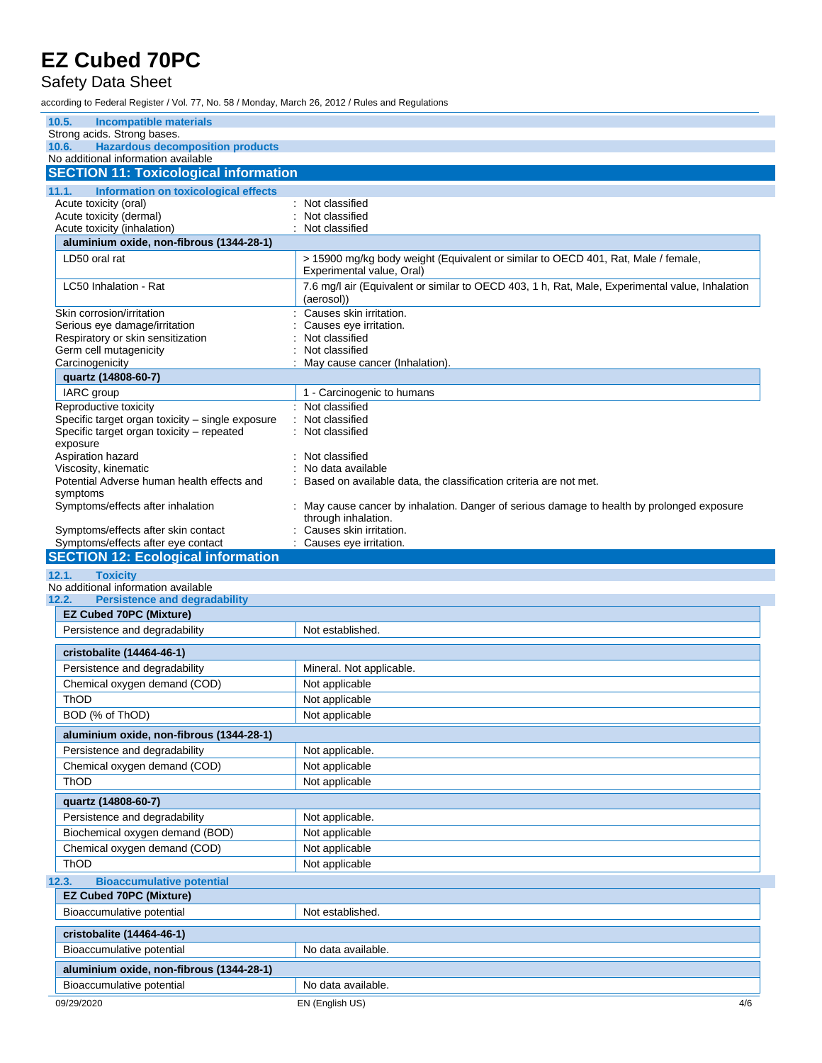### 10.5. Incompatible materials

Strong acids. Strong bases.

### 10.6. Hazardous decomposition products

No additional information available

## SECTION 11: Toxicological information

### 11.1. Information on toxicological effects

Acute toxicity (oral) : Not classified

Acute toxicity (dermal) : Not classified

Acute toxicity (inhalation) : Not classified

| aluminium oxide, non-fibrous (1344-28-1) | |
|---|---|
| LD50 oral rat | > 15900 mg/kg body weight (Equivalent or similar to OECD 401, Rat, Male / female, Experimental value, Oral) |
| LC50 Inhalation - Rat | 7.6 mg/l air (Equivalent or similar to OECD 403, 1 h, Rat, Male, Experimental value, Inhalation (aerosol)) |

Skin corrosion/irritation : Causes skin irritation.

Serious eye damage/irritation : Causes eye irritation.

Respiratory or skin sensitization : Not classified

Germ cell mutagenicity : Not classified

Carcinogenicity : May cause cancer (Inhalation).

| quartz (14808-60-7) | |
|---|---|
| IARC group | 1 - Carcinogenic to humans |

Reproductive toxicity : Not classified

Specific target organ toxicity – single exposure : Not classified

Specific target organ toxicity – repeated exposure : Not classified

Aspiration hazard : Not classified

Viscosity, kinematic : No data available

Potential Adverse human health effects and symptoms : Based on available data, the classification criteria are not met.

Symptoms/effects after inhalation : May cause cancer by inhalation. Danger of serious damage to health by prolonged exposure through inhalation.

Symptoms/effects after skin contact : Causes skin irritation.

Symptoms/effects after eye contact : Causes eye irritation.

## SECTION 12: Ecological information

### 12.1. Toxicity

No additional information available

### 12.2. Persistence and degradability

| EZ Cubed 70PC (Mixture) | |
|---|---|
| Persistence and degradability | Not established. |

| cristobalite (14464-46-1) | |
|---|---|
| Persistence and degradability | Mineral. Not applicable. |
| Chemical oxygen demand (COD) | Not applicable |
| ThOD | Not applicable |
| BOD (% of ThOD) | Not applicable |

| aluminium oxide, non-fibrous (1344-28-1) | |
|---|---|
| Persistence and degradability | Not applicable. |
| Chemical oxygen demand (COD) | Not applicable |
| ThOD | Not applicable |

| quartz (14808-60-7) | |
|---|---|
| Persistence and degradability | Not applicable. |
| Biochemical oxygen demand (BOD) | Not applicable |
| Chemical oxygen demand (COD) | Not applicable |
| ThOD | Not applicable |

### 12.3. Bioaccumulative potential

| EZ Cubed 70PC (Mixture) | |
|---|---|
| Bioaccumulative potential | Not established. |

| cristobalite (14464-46-1) | |
|---|---|
| Bioaccumulative potential | No data available. |

| aluminium oxide, non-fibrous (1344-28-1) | |
|---|---|
| Bioaccumulative potential | No data available. |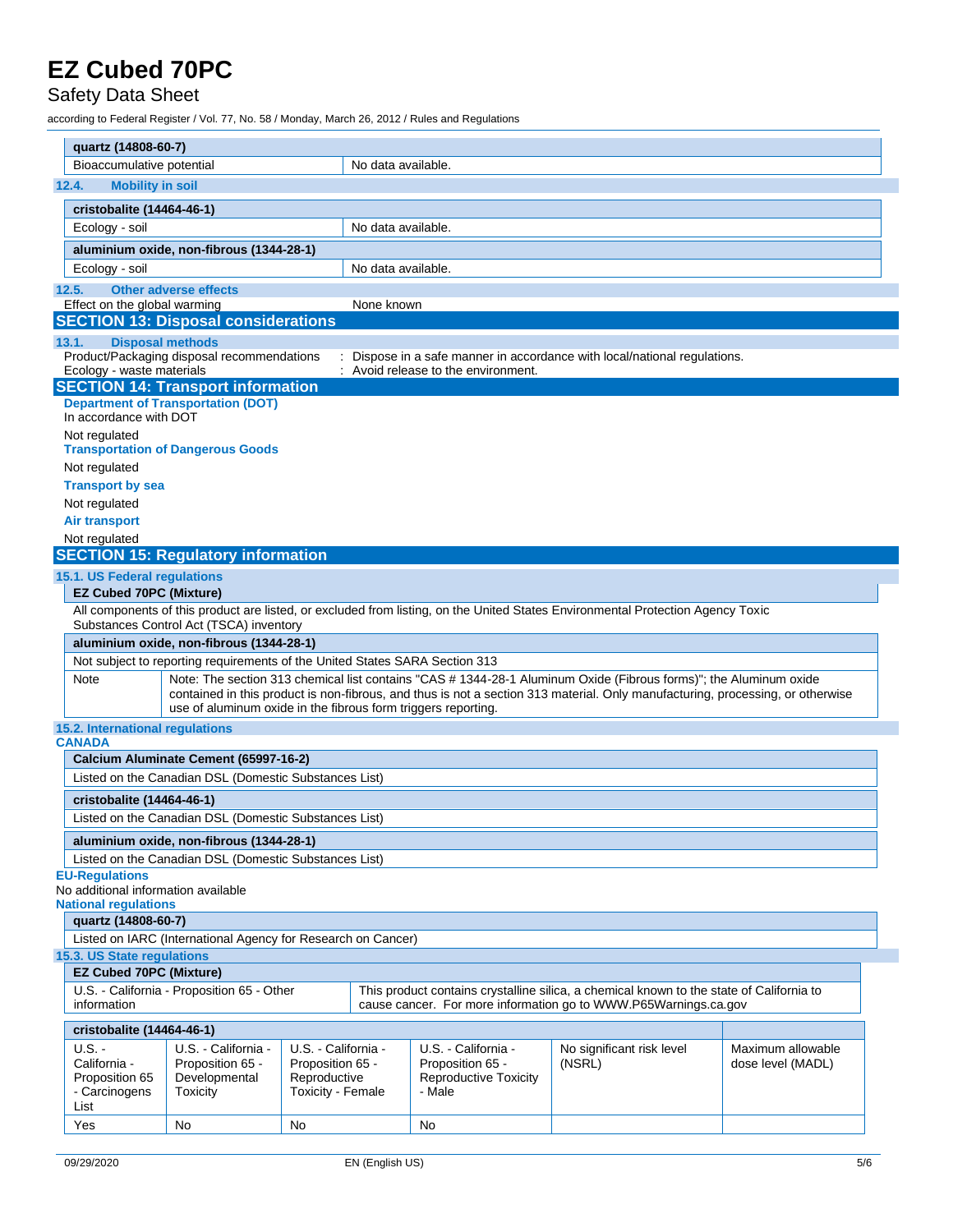| quartz (14808-60-7) | |
|---|---|
| Bioaccumulative potential | No data available. |

### 12.4. Mobility in soil

| cristobalite (14464-46-1) | |
|---|---|
| Ecology - soil | No data available. |

| aluminium oxide, non-fibrous (1344-28-1) | |
|---|---|
| Ecology - soil | No data available. |

### 12.5. Other adverse effects

Effect on the global warming : None known

## SECTION 13: Disposal considerations

### 13.1. Disposal methods

Product/Packaging disposal recommendations : Dispose in a safe manner in accordance with local/national regulations.

Ecology - waste materials : Avoid release to the environment.

## SECTION 14: Transport information

**Department of Transportation (DOT)**

In accordance with DOT

Not regulated

**Transportation of Dangerous Goods**

Not regulated

**Transport by sea**

Not regulated

**Air transport**

Not regulated

## SECTION 15: Regulatory information

### 15.1. US Federal regulations

| EZ Cubed 70PC (Mixture) |
|---|
| All components of this product are listed, or excluded from listing, on the United States Environmental Protection Agency Toxic Substances Control Act (TSCA) inventory |

| aluminium oxide, non-fibrous (1344-28-1) | |
|---|---|
| Not subject to reporting requirements of the United States SARA Section 313 | |
| Note | Note: The section 313 chemical list contains "CAS # 1344-28-1 Aluminum Oxide (Fibrous forms)"; the Aluminum oxide contained in this product is non-fibrous, and thus is not a section 313 material. Only manufacturing, processing, or otherwise use of aluminum oxide in the fibrous form triggers reporting. |

### 15.2. International regulations

**CANADA**

| Calcium Aluminate Cement (65997-16-2) |
|---|
| Listed on the Canadian DSL (Domestic Substances List) |

| cristobalite (14464-46-1) |
|---|
| Listed on the Canadian DSL (Domestic Substances List) |

| aluminium oxide, non-fibrous (1344-28-1) |
|---|
| Listed on the Canadian DSL (Domestic Substances List) |

**EU-Regulations**

No additional information available

**National regulations**

| quartz (14808-60-7) |
|---|
| Listed on IARC (International Agency for Research on Cancer) |

### 15.3. US State regulations

| EZ Cubed 70PC (Mixture) | |
|---|---|
| U.S. - California - Proposition 65 - Other information | This product contains crystalline silica, a chemical known to the state of California to cause cancer. For more information go to WWW.P65Warnings.ca.gov |

| cristobalite (14464-46-1) | | | | | |
|---|---|---|---|---|---|
| U.S. - California - Proposition 65 - Carcinogens List | U.S. - California - Proposition 65 - Developmental Toxicity | U.S. - California - Proposition 65 - Reproductive Toxicity - Female | U.S. - California - Proposition 65 - Reproductive Toxicity - Male | No significant risk level (NSRL) | Maximum allowable dose level (MADL) |
| Yes | No | No | No | | |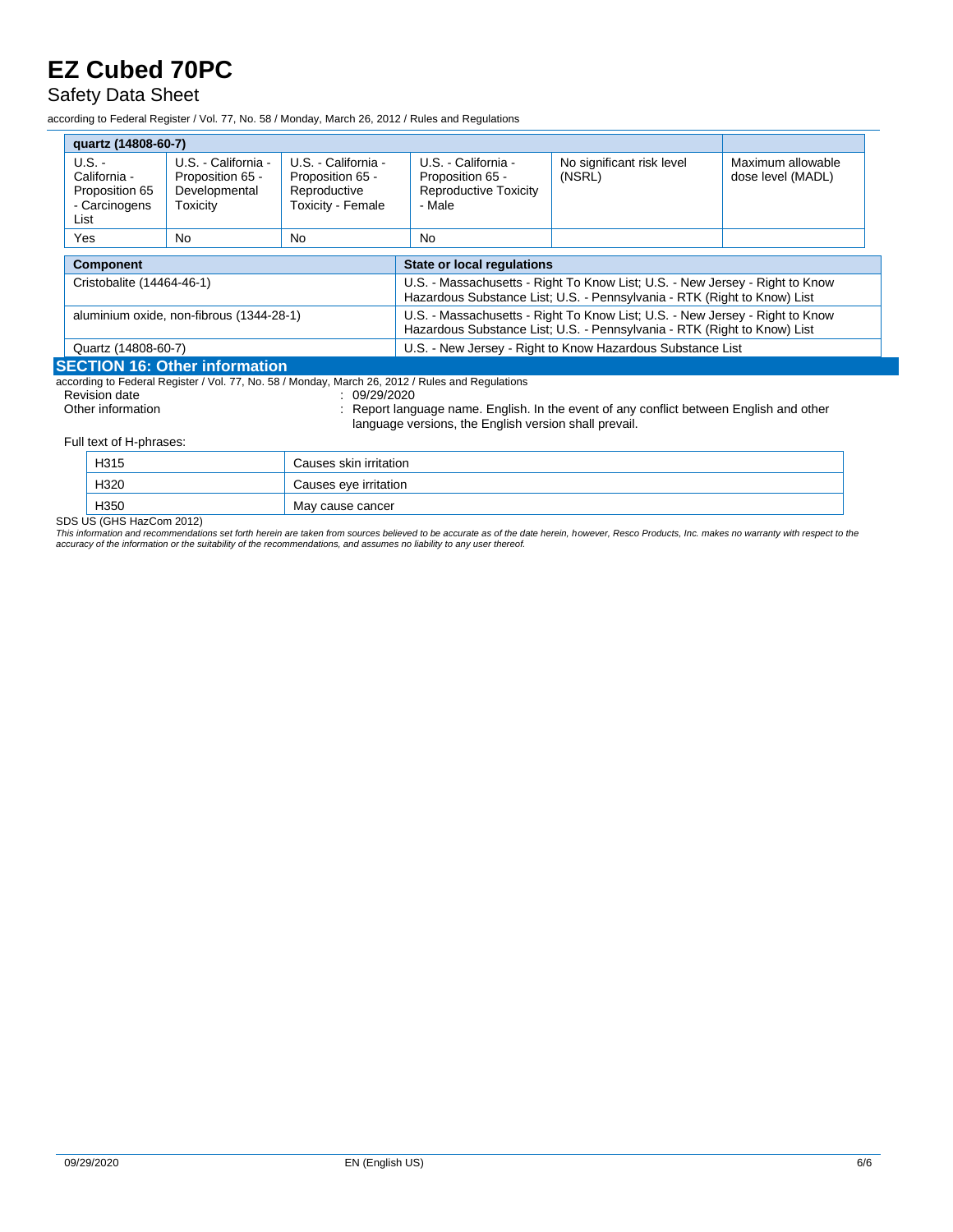| quartz (14808-60-7) | | | | | |
|---|---|---|---|---|---|
| U.S. - California - Proposition 65 - Carcinogens List | U.S. - California - Proposition 65 - Developmental Toxicity | U.S. - California - Proposition 65 - Reproductive Toxicity - Female | U.S. - California - Proposition 65 - Reproductive Toxicity - Male | No significant risk level (NSRL) | Maximum allowable dose level (MADL) |
| Yes | No | No | No | | |

| Component | State or local regulations |
|---|---|
| Cristobalite (14464-46-1) | U.S. - Massachusetts - Right To Know List; U.S. - New Jersey - Right to Know Hazardous Substance List; U.S. - Pennsylvania - RTK (Right to Know) List |
| aluminium oxide, non-fibrous (1344-28-1) | U.S. - Massachusetts - Right To Know List; U.S. - New Jersey - Right to Know Hazardous Substance List; U.S. - Pennsylvania - RTK (Right to Know) List |
| Quartz (14808-60-7) | U.S. - New Jersey - Right to Know Hazardous Substance List |

## SECTION 16: Other information

according to Federal Register / Vol. 77, No. 58 / Monday, March 26, 2012 / Rules and Regulations

Revision date : 09/29/2020

Other information : Report language name. English. In the event of any conflict between English and other language versions, the English version shall prevail.

Full text of H-phrases:

| | |
|---|---|
| H315 | Causes skin irritation |
| H320 | Causes eye irritation |
| H350 | May cause cancer |

SDS US (GHS HazCom 2012)

*This information and recommendations set forth herein are taken from sources believed to be accurate as of the date herein, however, Resco Products, Inc. makes no warranty with respect to the accuracy of the information or the suitability of the recommendations, and assumes no liability to any user thereof.*